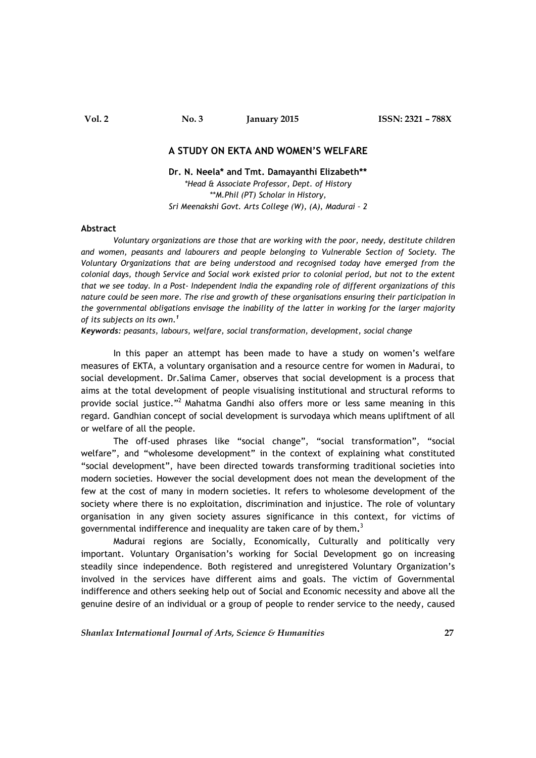# A STUDY ON EKTA AND WOMEN'S WELFARE

**Dr. N. Neela\* and Tmt. Damayanthi Elizabeth\*\***

*\*Head & Associate Professor, Dept. of History*
*\*\*M.Phil (PT) Scholar in History,*
*Sri Meenakshi Govt. Arts College (W), (A), Madurai – 2*

## Abstract

*Voluntary organizations are those that are working with the poor, needy, destitute children and women, peasants and labourers and people belonging to Vulnerable Section of Society. The Voluntary Organizations that are being understood and recognised today have emerged from the colonial days, though Service and Social work existed prior to colonial period, but not to the extent that we see today. In a Post- Independent India the expanding role of different organizations of this nature could be seen more. The rise and growth of these organisations ensuring their participation in the governmental obligations envisage the inability of the latter in working for the larger majority of its subjects on its own.*[1]

***Keywords:*** *peasants, labours, welfare, social transformation, development, social change*

In this paper an attempt has been made to have a study on women's welfare measures of EKTA, a voluntary organisation and a resource centre for women in Madurai, to social development. Dr.Salima Camer, observes that social development is a process that aims at the total development of people visualising institutional and structural reforms to provide social justice."[2] Mahatma Gandhi also offers more or less same meaning in this regard. Gandhian concept of social development is survodaya which means upliftment of all or welfare of all the people.

The off-used phrases like "social change", "social transformation", "social welfare", and "wholesome development" in the context of explaining what constituted "social development", have been directed towards transforming traditional societies into modern societies. However the social development does not mean the development of the few at the cost of many in modern societies. It refers to wholesome development of the society where there is no exploitation, discrimination and injustice. The role of voluntary organisation in any given society assures significance in this context, for victims of governmental indifference and inequality are taken care of by them.[3]

Madurai regions are Socially, Economically, Culturally and politically very important. Voluntary Organisation's working for Social Development go on increasing steadily since independence. Both registered and unregistered Voluntary Organization's involved in the services have different aims and goals. The victim of Governmental indifference and others seeking help out of Social and Economic necessity and above all the genuine desire of an individual or a group of people to render service to the needy, caused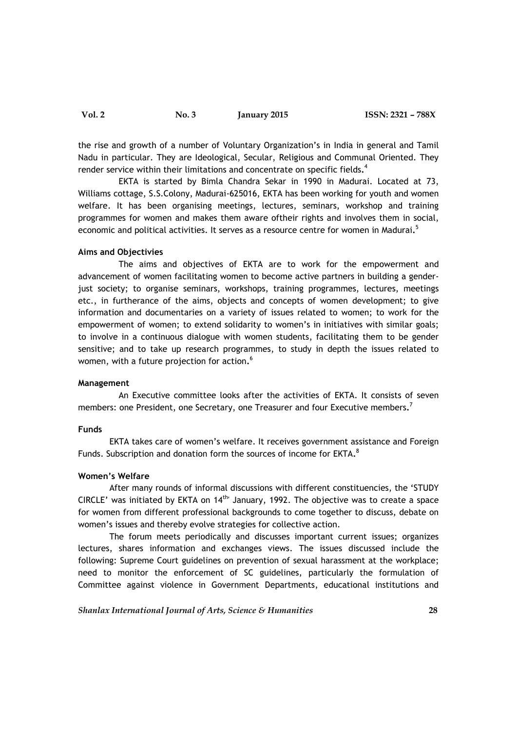the rise and growth of a number of Voluntary Organization's in India in general and Tamil Nadu in particular. They are Ideological, Secular, Religious and Communal Oriented. They render service within their limitations and concentrate on specific fields.[4]

EKTA is started by Bimla Chandra Sekar in 1990 in Madurai. Located at 73, Williams cottage, S.S.Colony, Madurai-625016, EKTA has been working for youth and women welfare. It has been organising meetings, lectures, seminars, workshop and training programmes for women and makes them aware oftheir rights and involves them in social, economic and political activities. It serves as a resource centre for women in Madurai.[5]

**Aims and Objectivies**

The aims and objectives of EKTA are to work for the empowerment and advancement of women facilitating women to become active partners in building a gender-just society; to organise seminars, workshops, training programmes, lectures, meetings etc., in furtherance of the aims, objects and concepts of women development; to give information and documentaries on a variety of issues related to women; to work for the empowerment of women; to extend solidarity to women's in initiatives with similar goals; to involve in a continuous dialogue with women students, facilitating them to be gender sensitive; and to take up research programmes, to study in depth the issues related to women, with a future projection for action.[6]

**Management**

An Executive committee looks after the activities of EKTA. It consists of seven members: one President, one Secretary, one Treasurer and four Executive members.[7]

**Funds**

EKTA takes care of women's welfare. It receives government assistance and Foreign Funds. Subscription and donation form the sources of income for EKTA.[8]

**Women's Welfare**

After many rounds of informal discussions with different constituencies, the 'STUDY CIRCLE' was initiated by EKTA on 14th January, 1992. The objective was to create a space for women from different professional backgrounds to come together to discuss, debate on women's issues and thereby evolve strategies for collective action.

The forum meets periodically and discusses important current issues; organizes lectures, shares information and exchanges views. The issues discussed include the following: Supreme Court guidelines on prevention of sexual harassment at the workplace; need to monitor the enforcement of SC guidelines, particularly the formulation of Committee against violence in Government Departments, educational institutions and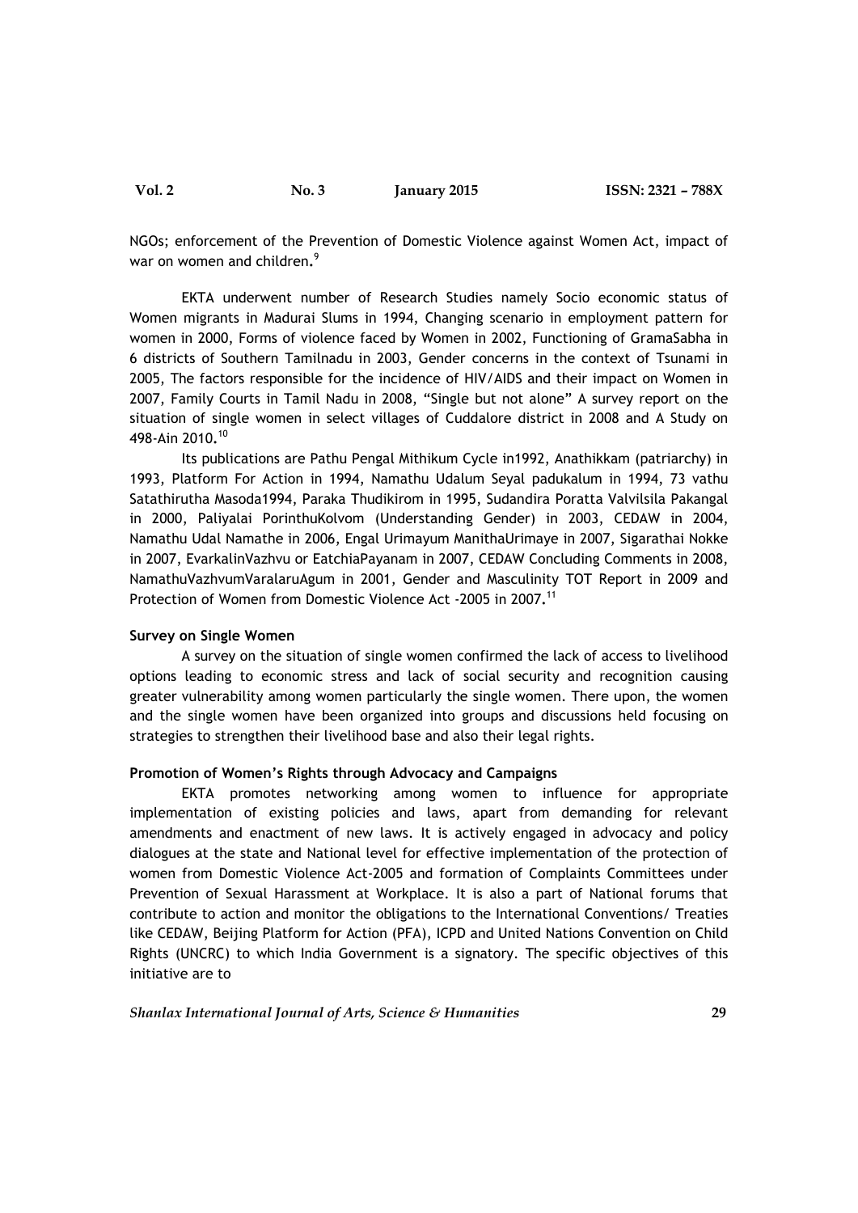NGOs; enforcement of the Prevention of Domestic Violence against Women Act, impact of war on women and children.[9]

EKTA underwent number of Research Studies namely Socio economic status of Women migrants in Madurai Slums in 1994, Changing scenario in employment pattern for women in 2000, Forms of violence faced by Women in 2002, Functioning of GramaSabha in 6 districts of Southern Tamilnadu in 2003, Gender concerns in the context of Tsunami in 2005, The factors responsible for the incidence of HIV/AIDS and their impact on Women in 2007, Family Courts in Tamil Nadu in 2008, "Single but not alone" A survey report on the situation of single women in select villages of Cuddalore district in 2008 and A Study on 498-Ain 2010.[10]

Its publications are Pathu Pengal Mithikum Cycle in1992, Anathikkam (patriarchy) in 1993, Platform For Action in 1994, Namathu Udalum Seyal padukalum in 1994, 73 vathu Satathirutha Masoda1994, Paraka Thudikirom in 1995, Sudandira Poratta Valvilsila Pakangal in 2000, Paliyalai PorinthuKolvom (Understanding Gender) in 2003, CEDAW in 2004, Namathu Udal Namathe in 2006, Engal Urimayum ManithaUrimaye in 2007, Sigarathai Nokke in 2007, EvarkalinVazhvu or EatchiaPayanam in 2007, CEDAW Concluding Comments in 2008, NamathuVazhvumVaralaruAgum in 2001, Gender and Masculinity TOT Report in 2009 and Protection of Women from Domestic Violence Act -2005 in 2007.[11]

**Survey on Single Women**

A survey on the situation of single women confirmed the lack of access to livelihood options leading to economic stress and lack of social security and recognition causing greater vulnerability among women particularly the single women. There upon, the women and the single women have been organized into groups and discussions held focusing on strategies to strengthen their livelihood base and also their legal rights.

**Promotion of Women's Rights through Advocacy and Campaigns**

EKTA promotes networking among women to influence for appropriate implementation of existing policies and laws, apart from demanding for relevant amendments and enactment of new laws. It is actively engaged in advocacy and policy dialogues at the state and National level for effective implementation of the protection of women from Domestic Violence Act-2005 and formation of Complaints Committees under Prevention of Sexual Harassment at Workplace. It is also a part of National forums that contribute to action and monitor the obligations to the International Conventions/ Treaties like CEDAW, Beijing Platform for Action (PFA), ICPD and United Nations Convention on Child Rights (UNCRC) to which India Government is a signatory. The specific objectives of this initiative are to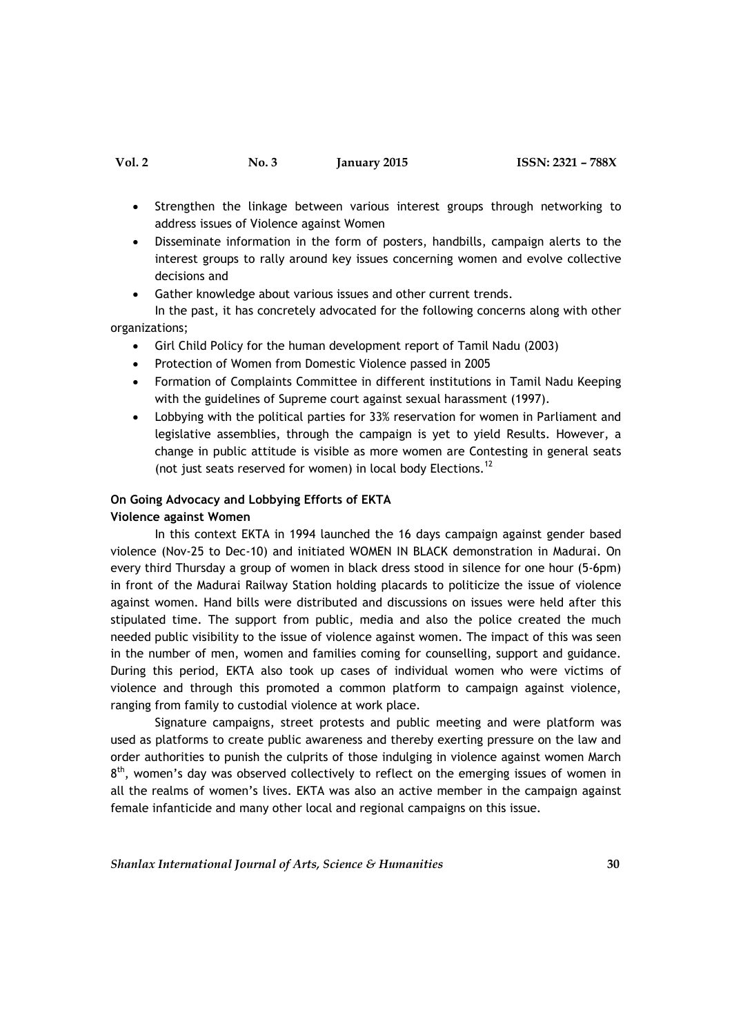- Strengthen the linkage between various interest groups through networking to address issues of Violence against Women
- Disseminate information in the form of posters, handbills, campaign alerts to the interest groups to rally around key issues concerning women and evolve collective decisions and
- Gather knowledge about various issues and other current trends.

In the past, it has concretely advocated for the following concerns along with other organizations;

- Girl Child Policy for the human development report of Tamil Nadu (2003)
- Protection of Women from Domestic Violence passed in 2005
- Formation of Complaints Committee in different institutions in Tamil Nadu Keeping with the guidelines of Supreme court against sexual harassment (1997).
- Lobbying with the political parties for 33% reservation for women in Parliament and legislative assemblies, through the campaign is yet to yield Results. However, a change in public attitude is visible as more women are Contesting in general seats (not just seats reserved for women) in local body Elections.[12]

**On Going Advocacy and Lobbying Efforts of EKTA**

**Violence against Women**

In this context EKTA in 1994 launched the 16 days campaign against gender based violence (Nov-25 to Dec-10) and initiated WOMEN IN BLACK demonstration in Madurai. On every third Thursday a group of women in black dress stood in silence for one hour (5-6pm) in front of the Madurai Railway Station holding placards to politicize the issue of violence against women. Hand bills were distributed and discussions on issues were held after this stipulated time. The support from public, media and also the police created the much needed public visibility to the issue of violence against women. The impact of this was seen in the number of men, women and families coming for counselling, support and guidance. During this period, EKTA also took up cases of individual women who were victims of violence and through this promoted a common platform to campaign against violence, ranging from family to custodial violence at work place.

Signature campaigns, street protests and public meeting and were platform was used as platforms to create public awareness and thereby exerting pressure on the law and order authorities to punish the culprits of those indulging in violence against women March 8th, women's day was observed collectively to reflect on the emerging issues of women in all the realms of women's lives. EKTA was also an active member in the campaign against female infanticide and many other local and regional campaigns on this issue.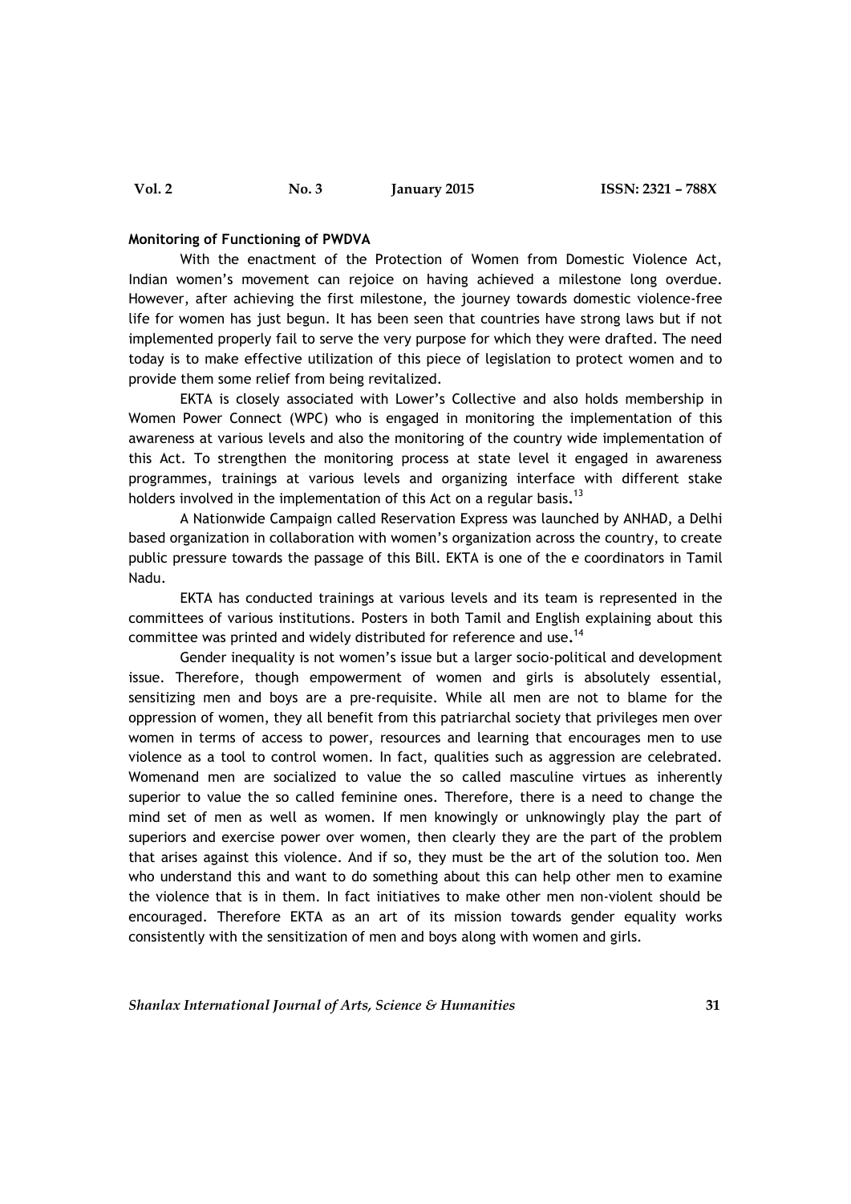**Monitoring of Functioning of PWDVA**

With the enactment of the Protection of Women from Domestic Violence Act, Indian women's movement can rejoice on having achieved a milestone long overdue. However, after achieving the first milestone, the journey towards domestic violence-free life for women has just begun. It has been seen that countries have strong laws but if not implemented properly fail to serve the very purpose for which they were drafted. The need today is to make effective utilization of this piece of legislation to protect women and to provide them some relief from being revitalized.

EKTA is closely associated with Lower's Collective and also holds membership in Women Power Connect (WPC) who is engaged in monitoring the implementation of this awareness at various levels and also the monitoring of the country wide implementation of this Act. To strengthen the monitoring process at state level it engaged in awareness programmes, trainings at various levels and organizing interface with different stake holders involved in the implementation of this Act on a regular basis.[13]

A Nationwide Campaign called Reservation Express was launched by ANHAD, a Delhi based organization in collaboration with women's organization across the country, to create public pressure towards the passage of this Bill. EKTA is one of the e coordinators in Tamil Nadu.

EKTA has conducted trainings at various levels and its team is represented in the committees of various institutions. Posters in both Tamil and English explaining about this committee was printed and widely distributed for reference and use.[14]

Gender inequality is not women's issue but a larger socio-political and development issue. Therefore, though empowerment of women and girls is absolutely essential, sensitizing men and boys are a pre-requisite. While all men are not to blame for the oppression of women, they all benefit from this patriarchal society that privileges men over women in terms of access to power, resources and learning that encourages men to use violence as a tool to control women. In fact, qualities such as aggression are celebrated. Womenand men are socialized to value the so called masculine virtues as inherently superior to value the so called feminine ones. Therefore, there is a need to change the mind set of men as well as women. If men knowingly or unknowingly play the part of superiors and exercise power over women, then clearly they are the part of the problem that arises against this violence. And if so, they must be the art of the solution too. Men who understand this and want to do something about this can help other men to examine the violence that is in them. In fact initiatives to make other men non-violent should be encouraged. Therefore EKTA as an art of its mission towards gender equality works consistently with the sensitization of men and boys along with women and girls.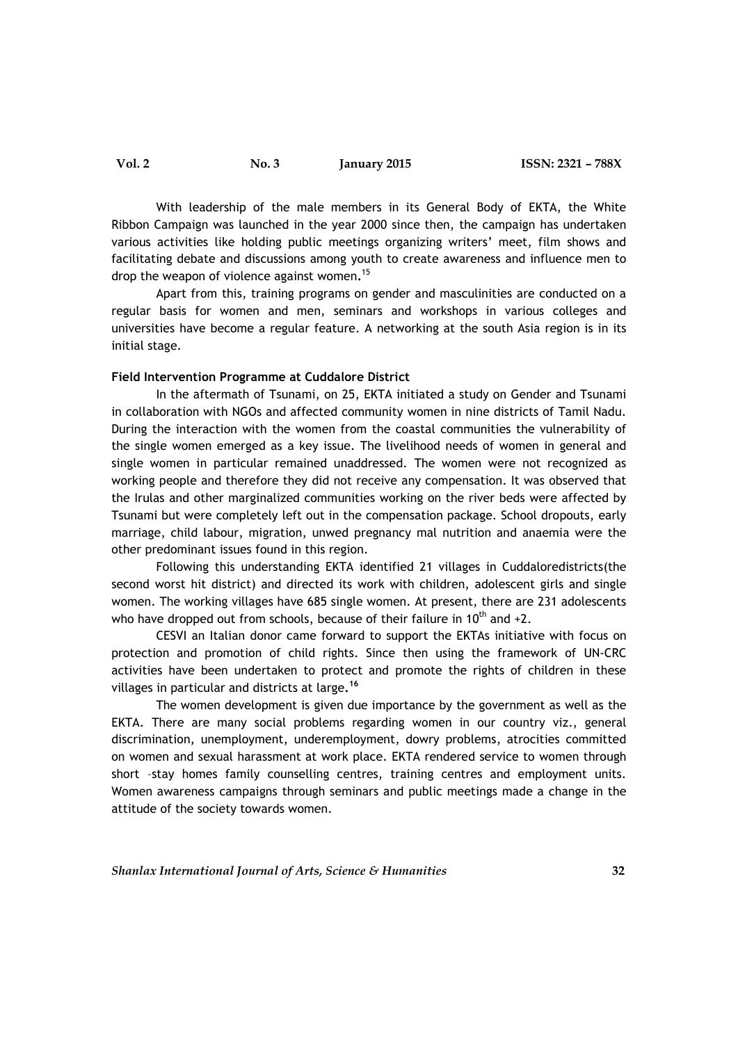With leadership of the male members in its General Body of EKTA, the White Ribbon Campaign was launched in the year 2000 since then, the campaign has undertaken various activities like holding public meetings organizing writers' meet, film shows and facilitating debate and discussions among youth to create awareness and influence men to drop the weapon of violence against women.[15]

Apart from this, training programs on gender and masculinities are conducted on a regular basis for women and men, seminars and workshops in various colleges and universities have become a regular feature. A networking at the south Asia region is in its initial stage.

**Field Intervention Programme at Cuddalore District**

In the aftermath of Tsunami, on 25, EKTA initiated a study on Gender and Tsunami in collaboration with NGOs and affected community women in nine districts of Tamil Nadu. During the interaction with the women from the coastal communities the vulnerability of the single women emerged as a key issue. The livelihood needs of women in general and single women in particular remained unaddressed. The women were not recognized as working people and therefore they did not receive any compensation. It was observed that the Irulas and other marginalized communities working on the river beds were affected by Tsunami but were completely left out in the compensation package. School dropouts, early marriage, child labour, migration, unwed pregnancy mal nutrition and anaemia were the other predominant issues found in this region.

Following this understanding EKTA identified 21 villages in Cuddaloredistricts(the second worst hit district) and directed its work with children, adolescent girls and single women. The working villages have 685 single women. At present, there are 231 adolescents who have dropped out from schools, because of their failure in 10$^{th}$ and +2.

CESVI an Italian donor came forward to support the EKTAs initiative with focus on protection and promotion of child rights. Since then using the framework of UN-CRC activities have been undertaken to protect and promote the rights of children in these villages in particular and districts at large.[16]

The women development is given due importance by the government as well as the EKTA. There are many social problems regarding women in our country viz., general discrimination, unemployment, underemployment, dowry problems, atrocities committed on women and sexual harassment at work place. EKTA rendered service to women through short –stay homes family counselling centres, training centres and employment units. Women awareness campaigns through seminars and public meetings made a change in the attitude of the society towards women.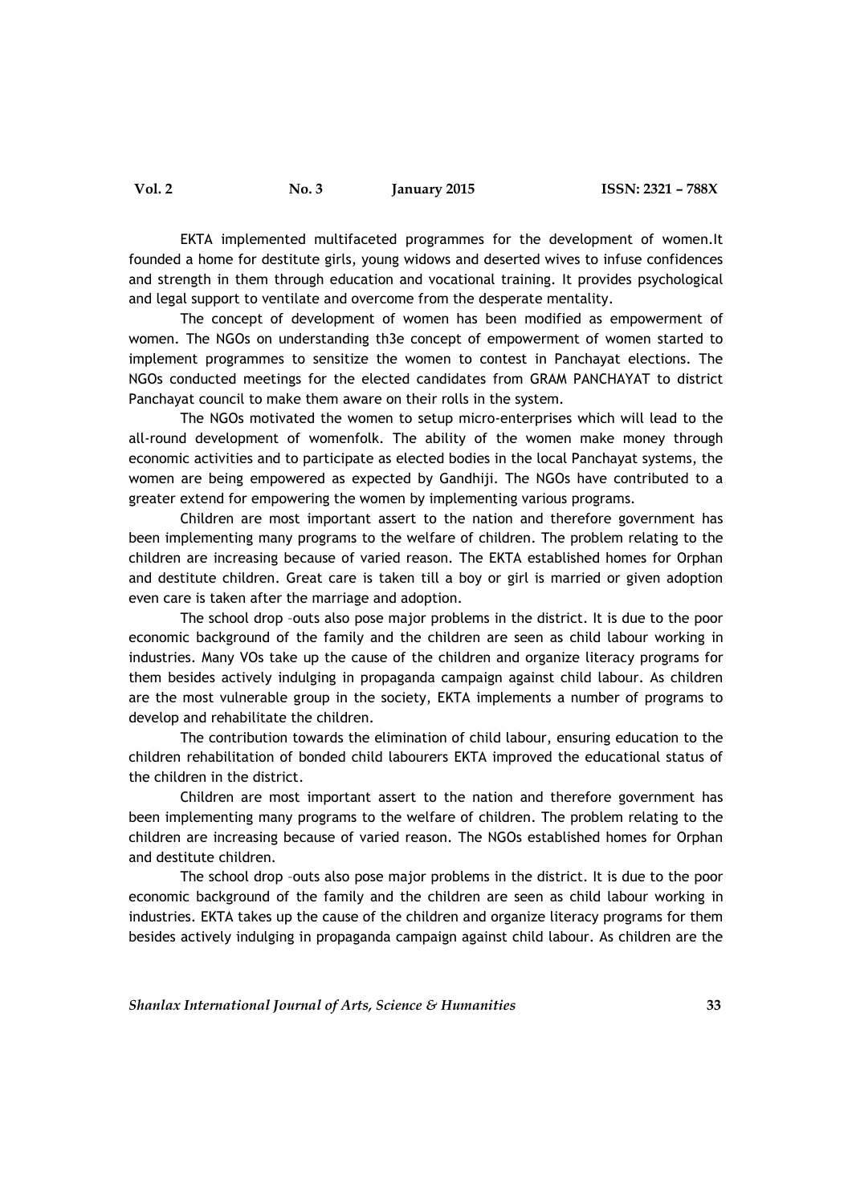EKTA implemented multifaceted programmes for the development of women.It founded a home for destitute girls, young widows and deserted wives to infuse confidences and strength in them through education and vocational training. It provides psychological and legal support to ventilate and overcome from the desperate mentality.

The concept of development of women has been modified as empowerment of women. The NGOs on understanding th3e concept of empowerment of women started to implement programmes to sensitize the women to contest in Panchayat elections. The NGOs conducted meetings for the elected candidates from GRAM PANCHAYAT to district Panchayat council to make them aware on their rolls in the system.

The NGOs motivated the women to setup micro-enterprises which will lead to the all-round development of womenfolk. The ability of the women make money through economic activities and to participate as elected bodies in the local Panchayat systems, the women are being empowered as expected by Gandhiji. The NGOs have contributed to a greater extend for empowering the women by implementing various programs.

Children are most important assert to the nation and therefore government has been implementing many programs to the welfare of children. The problem relating to the children are increasing because of varied reason. The EKTA established homes for Orphan and destitute children. Great care is taken till a boy or girl is married or given adoption even care is taken after the marriage and adoption.

The school drop –outs also pose major problems in the district. It is due to the poor economic background of the family and the children are seen as child labour working in industries. Many VOs take up the cause of the children and organize literacy programs for them besides actively indulging in propaganda campaign against child labour. As children are the most vulnerable group in the society, EKTA implements a number of programs to develop and rehabilitate the children.

The contribution towards the elimination of child labour, ensuring education to the children rehabilitation of bonded child labourers EKTA improved the educational status of the children in the district.

Children are most important assert to the nation and therefore government has been implementing many programs to the welfare of children. The problem relating to the children are increasing because of varied reason. The NGOs established homes for Orphan and destitute children.

The school drop –outs also pose major problems in the district. It is due to the poor economic background of the family and the children are seen as child labour working in industries. EKTA takes up the cause of the children and organize literacy programs for them besides actively indulging in propaganda campaign against child labour. As children are the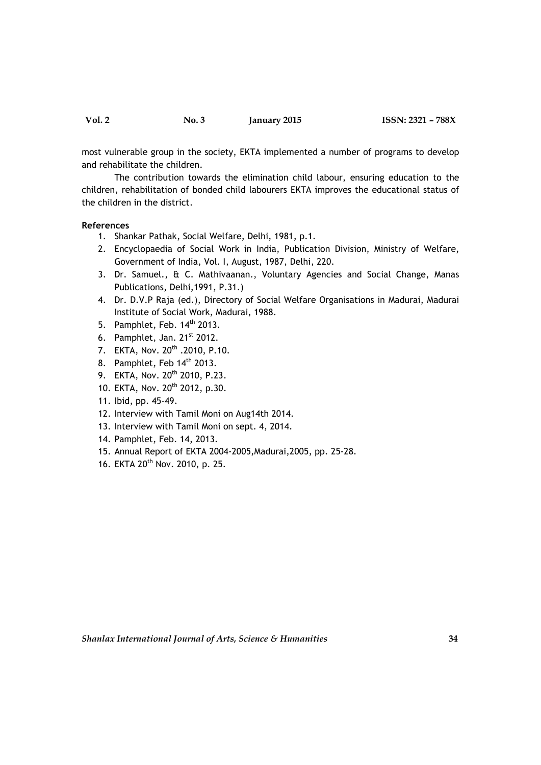most vulnerable group in the society, EKTA implemented a number of programs to develop and rehabilitate the children.

The contribution towards the elimination child labour, ensuring education to the children, rehabilitation of bonded child labourers EKTA improves the educational status of the children in the district.

**References**

1. Shankar Pathak, Social Welfare, Delhi, 1981, p.1.
2. Encyclopaedia of Social Work in India, Publication Division, Ministry of Welfare, Government of India, Vol. I, August, 1987, Delhi, 220.
3. Dr. Samuel., & C. Mathivaanan., Voluntary Agencies and Social Change, Manas Publications, Delhi,1991, P.31.)
4. Dr. D.V.P Raja (ed.), Directory of Social Welfare Organisations in Madurai, Madurai Institute of Social Work, Madurai, 1988.
5. Pamphlet, Feb. 14th 2013.
6. Pamphlet, Jan. 21st 2012.
7. EKTA, Nov. 20th .2010, P.10.
8. Pamphlet, Feb 14th 2013.
9. EKTA, Nov. 20th 2010, P.23.
10. EKTA, Nov. 20th 2012, p.30.
11. Ibid, pp. 45-49.
12. Interview with Tamil Moni on Aug14th 2014.
13. Interview with Tamil Moni on sept. 4, 2014.
14. Pamphlet, Feb. 14, 2013.
15. Annual Report of EKTA 2004-2005,Madurai,2005, pp. 25-28.
16. EKTA 20th Nov. 2010, p. 25.